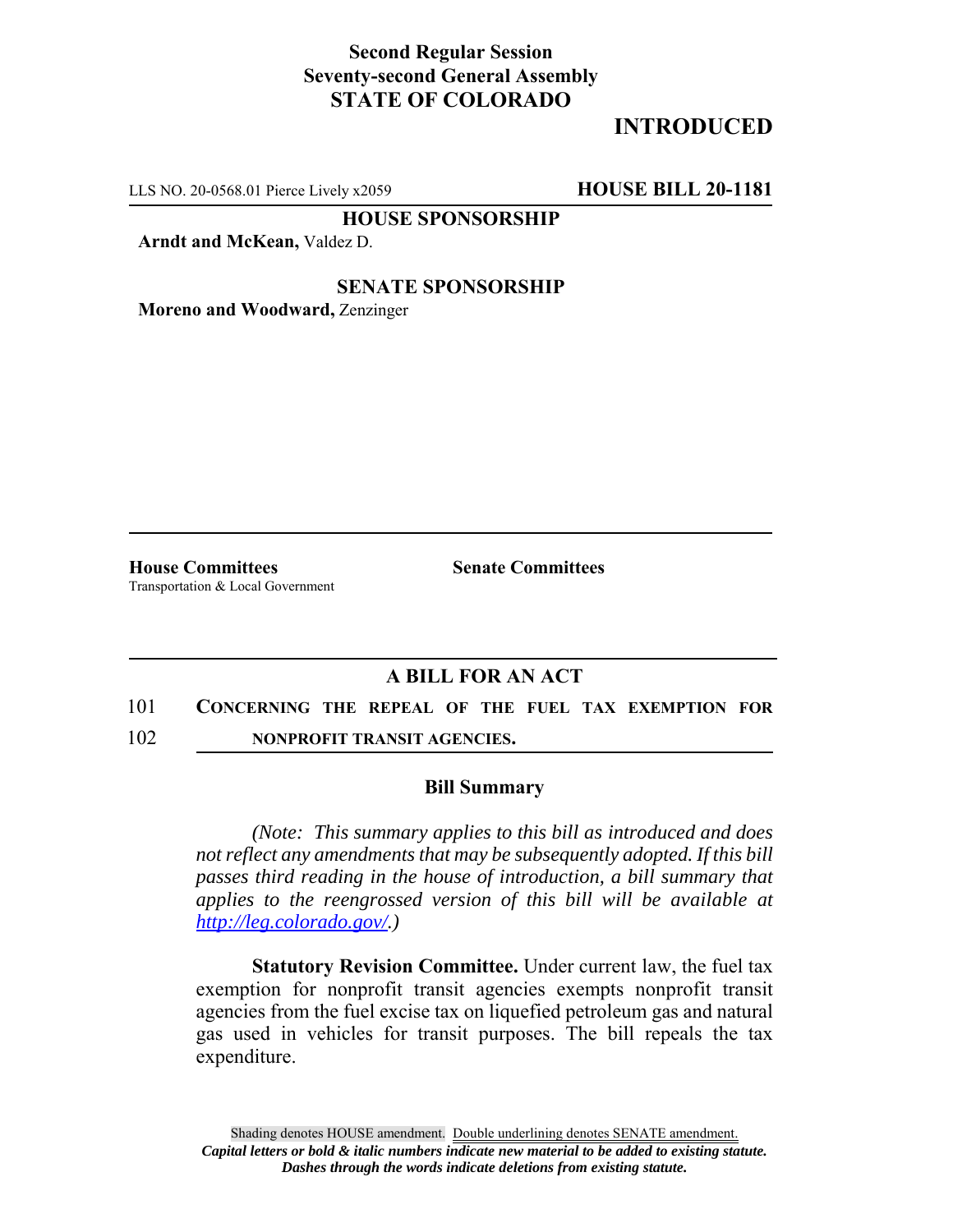**Second Regular Session**
**Seventy-second General Assembly**
**STATE OF COLORADO**

# INTRODUCED

LLS NO. 20-0568.01 Pierce Lively x2059 **HOUSE BILL 20-1181**

**HOUSE SPONSORSHIP**

**Arndt and McKean,** Valdez D.

**SENATE SPONSORSHIP**

**Moreno and Woodward,** Zenzinger

**House Committees**
Transportation & Local Government

**Senate Committees**

## A BILL FOR AN ACT

101 **CONCERNING THE REPEAL OF THE FUEL TAX EXEMPTION FOR**
102 **NONPROFIT TRANSIT AGENCIES.**

### Bill Summary

*(Note: This summary applies to this bill as introduced and does not reflect any amendments that may be subsequently adopted. If this bill passes third reading in the house of introduction, a bill summary that applies to the reengrossed version of this bill will be available at http://leg.colorado.gov/.)*

**Statutory Revision Committee.** Under current law, the fuel tax exemption for nonprofit transit agencies exempts nonprofit transit agencies from the fuel excise tax on liquefied petroleum gas and natural gas used in vehicles for transit purposes. The bill repeals the tax expenditure.

Shading denotes HOUSE amendment. Double underlining denotes SENATE amendment.
***Capital letters or bold & italic numbers indicate new material to be added to existing statute.***
***Dashes through the words indicate deletions from existing statute.***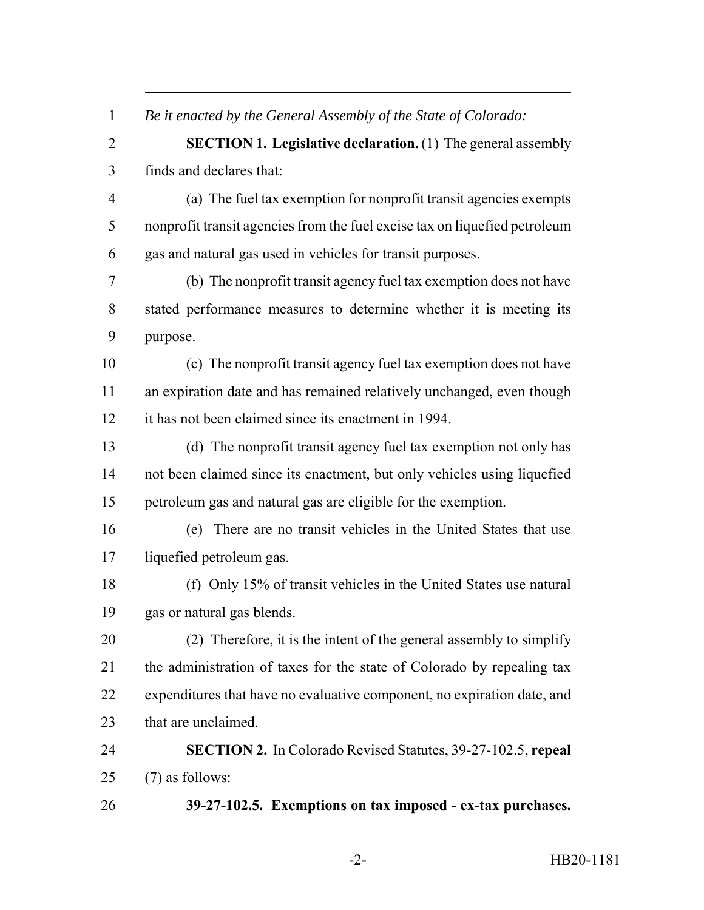*Be it enacted by the General Assembly of the State of Colorado:*

**SECTION 1. Legislative declaration.** (1) The general assembly finds and declares that:

(a) The fuel tax exemption for nonprofit transit agencies exempts nonprofit transit agencies from the fuel excise tax on liquefied petroleum gas and natural gas used in vehicles for transit purposes.

(b) The nonprofit transit agency fuel tax exemption does not have stated performance measures to determine whether it is meeting its purpose.

(c) The nonprofit transit agency fuel tax exemption does not have an expiration date and has remained relatively unchanged, even though it has not been claimed since its enactment in 1994.

(d) The nonprofit transit agency fuel tax exemption not only has not been claimed since its enactment, but only vehicles using liquefied petroleum gas and natural gas are eligible for the exemption.

(e) There are no transit vehicles in the United States that use liquefied petroleum gas.

(f) Only 15% of transit vehicles in the United States use natural gas or natural gas blends.

(2) Therefore, it is the intent of the general assembly to simplify the administration of taxes for the state of Colorado by repealing tax expenditures that have no evaluative component, no expiration date, and that are unclaimed.

**SECTION 2.** In Colorado Revised Statutes, 39-27-102.5, **repeal** (7) as follows:

**39-27-102.5. Exemptions on tax imposed - ex-tax purchases.**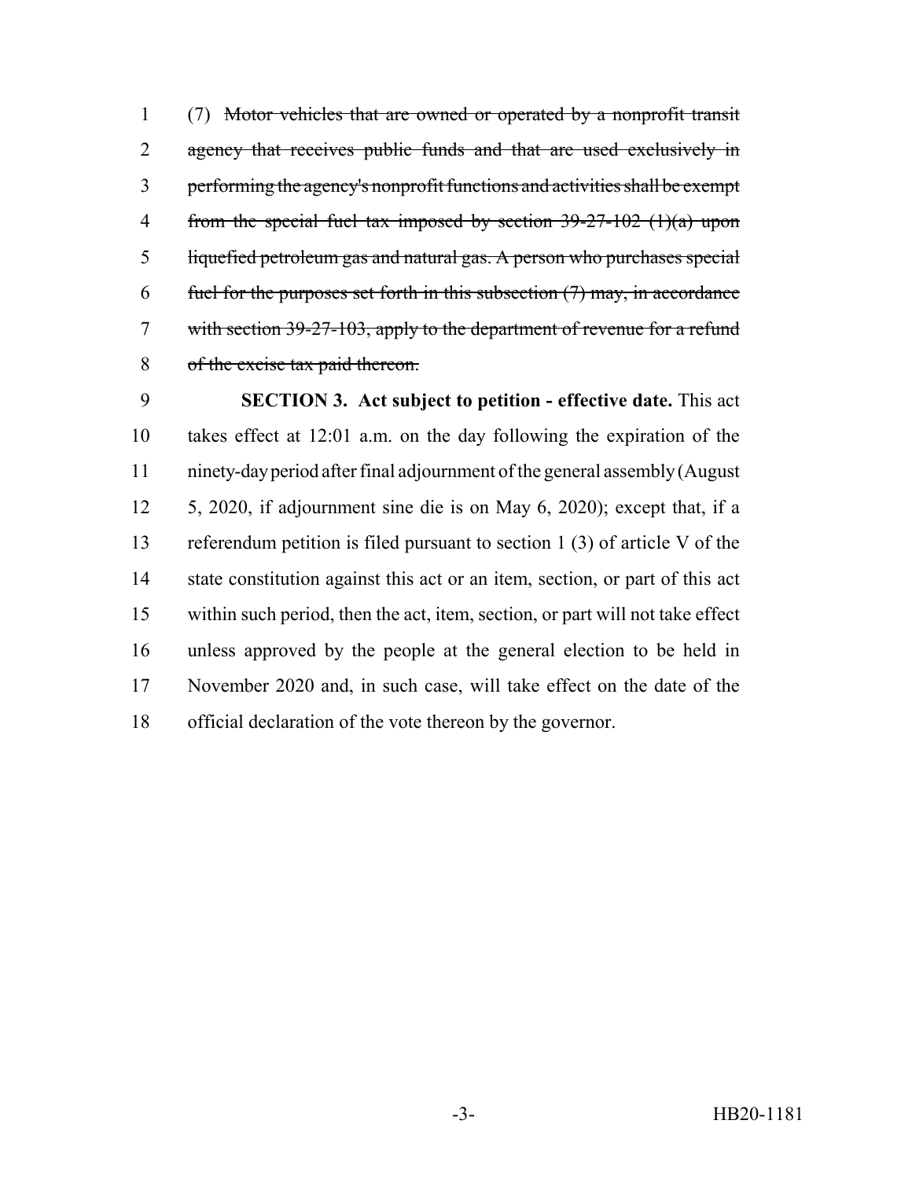(7) ~~Motor vehicles that are owned or operated by a nonprofit transit agency that receives public funds and that are used exclusively in performing the agency's nonprofit functions and activities shall be exempt from the special fuel tax imposed by section 39-27-102 (1)(a) upon liquefied petroleum gas and natural gas. A person who purchases special fuel for the purposes set forth in this subsection (7) may, in accordance with section 39-27-103, apply to the department of revenue for a refund of the excise tax paid thereon.~~

**SECTION 3. Act subject to petition - effective date.** This act takes effect at 12:01 a.m. on the day following the expiration of the ninety-day period after final adjournment of the general assembly (August 5, 2020, if adjournment sine die is on May 6, 2020); except that, if a referendum petition is filed pursuant to section 1 (3) of article V of the state constitution against this act or an item, section, or part of this act within such period, then the act, item, section, or part will not take effect unless approved by the people at the general election to be held in November 2020 and, in such case, will take effect on the date of the official declaration of the vote thereon by the governor.